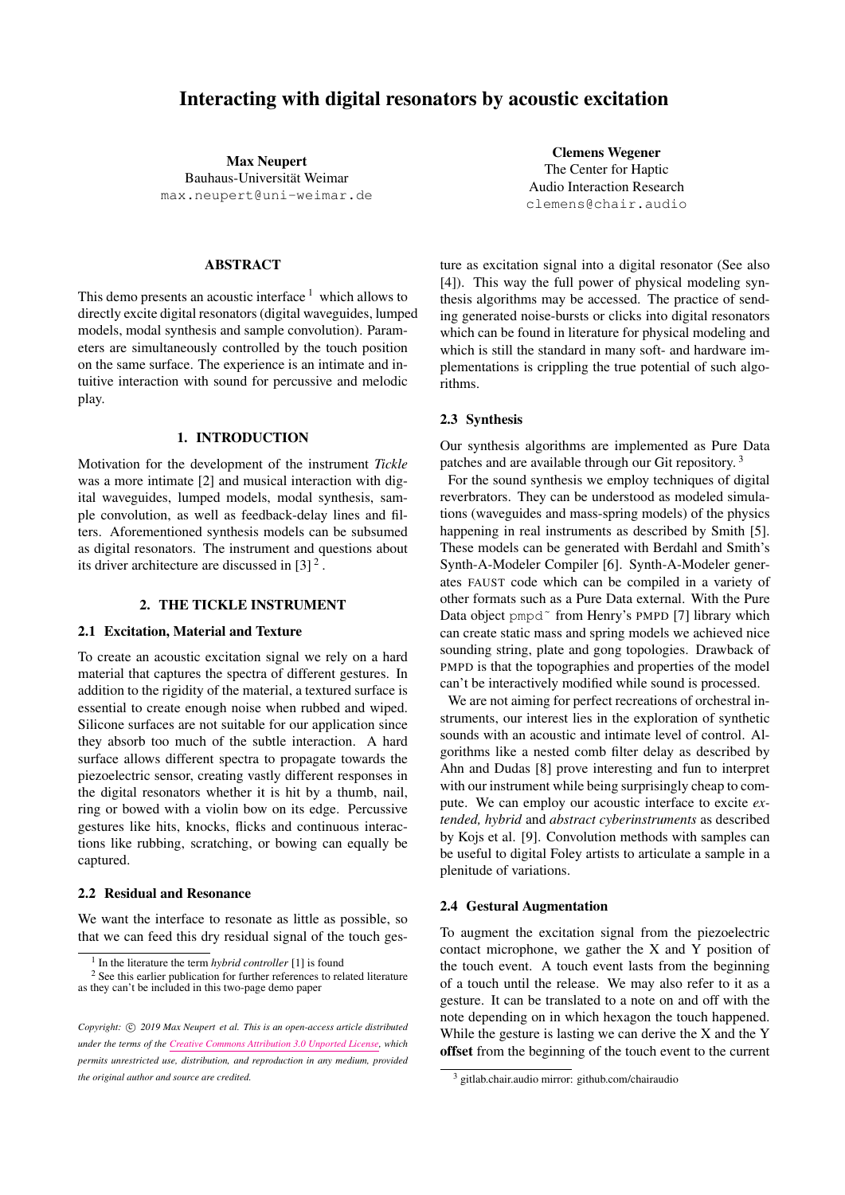# Interacting with digital resonators by acoustic excitation

**Max Neupert**
Bauhaus-Universität Weimar
max.neupert@uni-weimar.de

**Clemens Wegener**
The Center for Haptic
Audio Interaction Research
clemens@chair.audio

## ABSTRACT

This demo presents an acoustic interface [1] which allows to directly excite digital resonators (digital waveguides, lumped models, modal synthesis and sample convolution). Parameters are simultaneously controlled by the touch position on the same surface. The experience is an intimate and intuitive interaction with sound for percussive and melodic play.

## 1. INTRODUCTION

Motivation for the development of the instrument *Tickle* was a more intimate [2] and musical interaction with digital waveguides, lumped models, modal synthesis, sample convolution, as well as feedback-delay lines and filters. Aforementioned synthesis models can be subsumed as digital resonators. The instrument and questions about its driver architecture are discussed in [3] [2] .

## 2. THE TICKLE INSTRUMENT

### 2.1 Excitation, Material and Texture

To create an acoustic excitation signal we rely on a hard material that captures the spectra of different gestures. In addition to the rigidity of the material, a textured surface is essential to create enough noise when rubbed and wiped. Silicone surfaces are not suitable for our application since they absorb too much of the subtle interaction. A hard surface allows different spectra to propagate towards the piezoelectric sensor, creating vastly different responses in the digital resonators whether it is hit by a thumb, nail, ring or bowed with a violin bow on its edge. Percussive gestures like hits, knocks, flicks and continuous interactions like rubbing, scratching, or bowing can equally be captured.

### 2.2 Residual and Resonance

We want the interface to resonate as little as possible, so that we can feed this dry residual signal of the touch gesture as excitation signal into a digital resonator (See also [4]). This way the full power of physical modeling synthesis algorithms may be accessed. The practice of sending generated noise-bursts or clicks into digital resonators which can be found in literature for physical modeling and which is still the standard in many soft- and hardware implementations is crippling the true potential of such algorithms.

### 2.3 Synthesis

Our synthesis algorithms are implemented as Pure Data patches and are available through our Git repository. [3]

For the sound synthesis we employ techniques of digital reverbrators. They can be understood as modeled simulations (waveguides and mass-spring models) of the physics happening in real instruments as described by Smith [5]. These models can be generated with Berdahl and Smith's Synth-A-Modeler Compiler [6]. Synth-A-Modeler generates FAUST code which can be compiled in a variety of other formats such as a Pure Data external. With the Pure Data object pmpd~ from Henry's PMPD [7] library which can create static mass and spring models we achieved nice sounding string, plate and gong topologies. Drawback of PMPD is that the topographies and properties of the model can't be interactively modified while sound is processed.

We are not aiming for perfect recreations of orchestral instruments, our interest lies in the exploration of synthetic sounds with an acoustic and intimate level of control. Algorithms like a nested comb filter delay as described by Ahn and Dudas [8] prove interesting and fun to interpret with our instrument while being surprisingly cheap to compute. We can employ our acoustic interface to excite *extended, hybrid* and *abstract cyberinstruments* as described by Kojs et al. [9]. Convolution methods with samples can be useful to digital Foley artists to articulate a sample in a plenitude of variations.

### 2.4 Gestural Augmentation

To augment the excitation signal from the piezoelectric contact microphone, we gather the X and Y position of the touch event. A touch event lasts from the beginning of a touch until the release. We may also refer to it as a gesture. It can be translated to a note on and off with the note depending on in which hexagon the touch happened. While the gesture is lasting we can derive the X and the Y **offset** from the beginning of the touch event to the current

---

[1] In the literature the term *hybrid controller* [1] is found

[2] See this earlier publication for further references to related literature as they can't be included in this two-page demo paper

[3] gitlab.chair.audio mirror: github.com/chairaudio

*Copyright: © 2019 Max Neupert et al. This is an open-access article distributed under the terms of the Creative Commons Attribution 3.0 Unported License, which permits unrestricted use, distribution, and reproduction in any medium, provided the original author and source are credited.*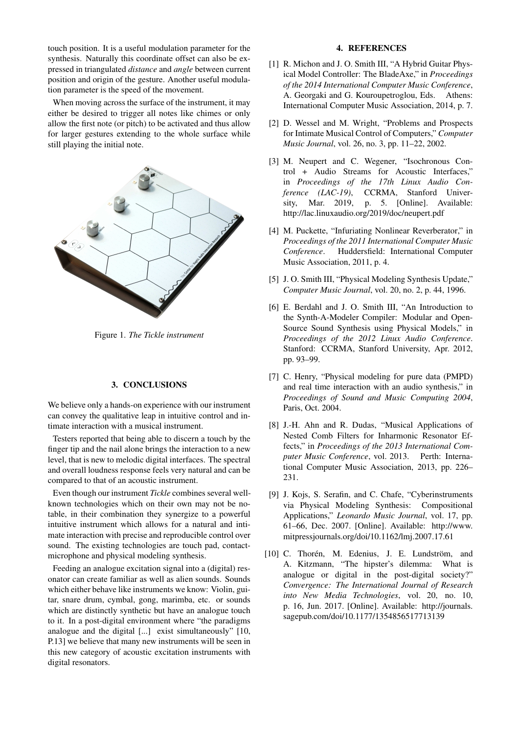touch position. It is a useful modulation parameter for the synthesis. Naturally this coordinate offset can also be expressed in triangulated *distance* and *angle* between current position and origin of the gesture. Another useful modulation parameter is the speed of the movement.

When moving across the surface of the instrument, it may either be desired to trigger all notes like chimes or only allow the first note (or pitch) to be activated and thus allow for larger gestures extending to the whole surface while still playing the initial note.

Figure 1. *The Tickle instrument*

## 3. CONCLUSIONS

We believe only a hands-on experience with our instrument can convey the qualitative leap in intuitive control and intimate interaction with a musical instrument.

Testers reported that being able to discern a touch by the finger tip and the nail alone brings the interaction to a new level, that is new to melodic digital interfaces. The spectral and overall loudness response feels very natural and can be compared to that of an acoustic instrument.

Even though our instrument *Tickle* combines several well-known technologies which on their own may not be notable, in their combination they synergize to a powerful intuitive instrument which allows for a natural and intimate interaction with precise and reproducible control over sound. The existing technologies are touch pad, contact-microphone and physical modeling synthesis.

Feeding an analogue excitation signal into a (digital) resonator can create familiar as well as alien sounds. Sounds which either behave like instruments we know: Violin, guitar, snare drum, cymbal, gong, marimba, etc. or sounds which are distinctly synthetic but have an analogue touch to it. In a post-digital environment where "the paradigms analogue and the digital [...] exist simultaneously" [10, P.13] we believe that many new instruments will be seen in this new category of acoustic excitation instruments with digital resonators.

## 4. REFERENCES

[1] R. Michon and J. O. Smith III, "A Hybrid Guitar Physical Model Controller: The BladeAxe," in *Proceedings of the 2014 International Computer Music Conference*, A. Georgaki and G. Kouroupetroglou, Eds. Athens: International Computer Music Association, 2014, p. 7.

[2] D. Wessel and M. Wright, "Problems and Prospects for Intimate Musical Control of Computers," *Computer Music Journal*, vol. 26, no. 3, pp. 11–22, 2002.

[3] M. Neupert and C. Wegener, "Isochronous Control + Audio Streams for Acoustic Interfaces," in *Proceedings of the 17th Linux Audio Conference (LAC-19)*, CCRMA, Stanford University, Mar. 2019, p. 5. [Online]. Available: http://lac.linuxaudio.org/2019/doc/neupert.pdf

[4] M. Puckette, "Infuriating Nonlinear Reverberator," in *Proceedings of the 2011 International Computer Music Conference*. Huddersfield: International Computer Music Association, 2011, p. 4.

[5] J. O. Smith III, "Physical Modeling Synthesis Update," *Computer Music Journal*, vol. 20, no. 2, p. 44, 1996.

[6] E. Berdahl and J. O. Smith III, "An Introduction to the Synth-A-Modeler Compiler: Modular and Open-Source Sound Synthesis using Physical Models," in *Proceedings of the 2012 Linux Audio Conference*. Stanford: CCRMA, Stanford University, Apr. 2012, pp. 93–99.

[7] C. Henry, "Physical modeling for pure data (PMPD) and real time interaction with an audio synthesis," in *Proceedings of Sound and Music Computing 2004*, Paris, Oct. 2004.

[8] J.-H. Ahn and R. Dudas, "Musical Applications of Nested Comb Filters for Inharmonic Resonator Effects," in *Proceedings of the 2013 International Computer Music Conference*, vol. 2013. Perth: International Computer Music Association, 2013, pp. 226–231.

[9] J. Kojs, S. Serafin, and C. Chafe, "Cyberinstruments via Physical Modeling Synthesis: Compositional Applications," *Leonardo Music Journal*, vol. 17, pp. 61–66, Dec. 2007. [Online]. Available: http://www.mitpressjournals.org/doi/10.1162/lmj.2007.17.61

[10] C. Thorén, M. Edenius, J. E. Lundström, and A. Kitzmann, "The hipster's dilemma: What is analogue or digital in the post-digital society?" *Convergence: The International Journal of Research into New Media Technologies*, vol. 20, no. 10, p. 16, Jun. 2017. [Online]. Available: http://journals.sagepub.com/doi/10.1177/1354856517713139